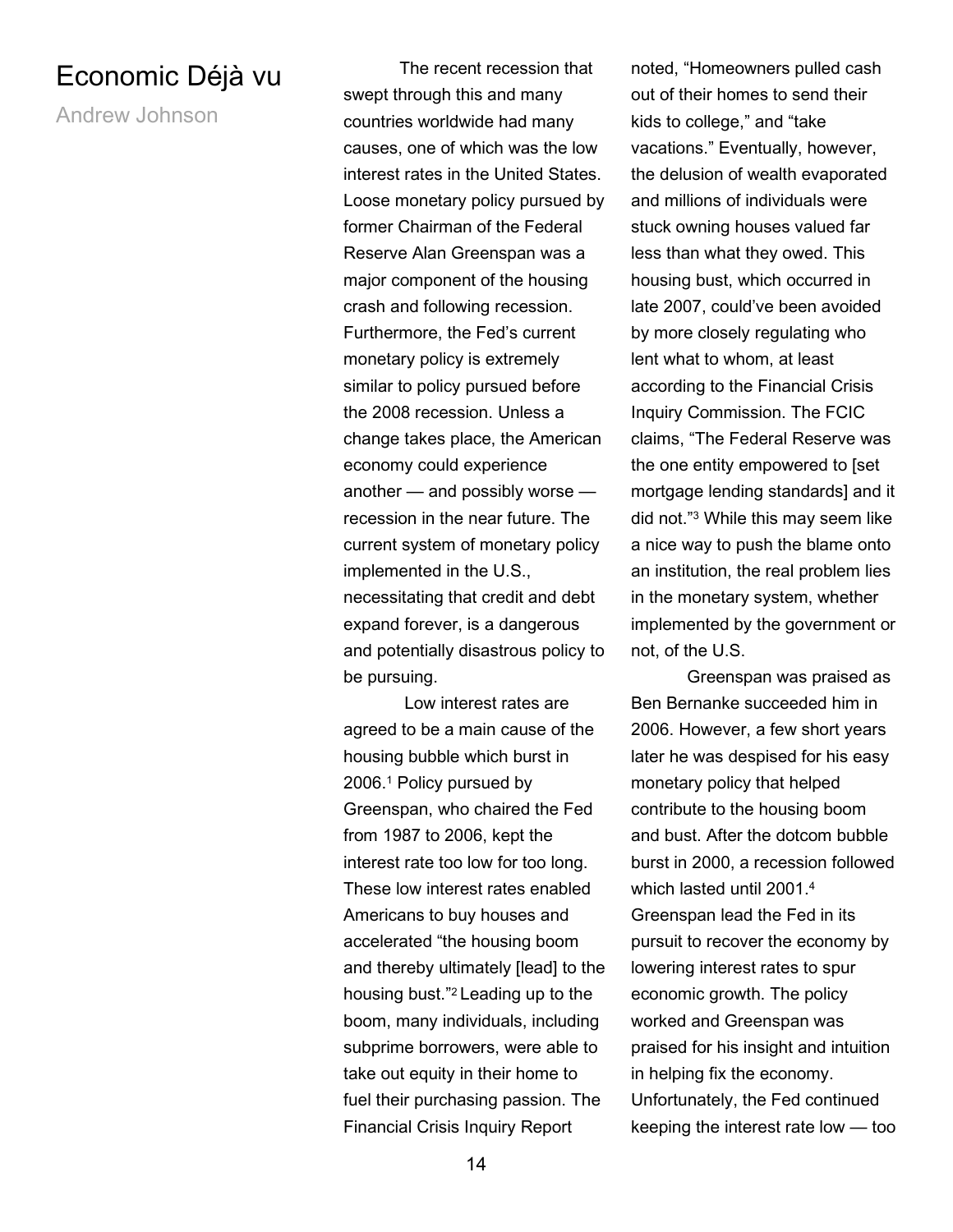# Economic Déjà vu

Andrew Johnson

The recent recession that swept through this and many countries worldwide had many causes, one of which was the low interest rates in the United States. Loose monetary policy pursued by former Chairman of the Federal Reserve Alan Greenspan was a major component of the housing crash and following recession. Furthermore, the Fed's current monetary policy is extremely similar to policy pursued before the 2008 recession. Unless a change takes place, the American economy could experience another — and possibly worse — recession in the near future. The current system of monetary policy implemented in the U.S., necessitating that credit and debt expand forever, is a dangerous and potentially disastrous policy to be pursuing.

Low interest rates are agreed to be a main cause of the housing bubble which burst in 2006.[1] Policy pursued by Greenspan, who chaired the Fed from 1987 to 2006, kept the interest rate too low for too long. These low interest rates enabled Americans to buy houses and accelerated "the housing boom and thereby ultimately [lead] to the housing bust."[2] Leading up to the boom, many individuals, including subprime borrowers, were able to take out equity in their home to fuel their purchasing passion. The Financial Crisis Inquiry Report noted, "Homeowners pulled cash out of their homes to send their kids to college," and "take vacations." Eventually, however, the delusion of wealth evaporated and millions of individuals were stuck owning houses valued far less than what they owed. This housing bust, which occurred in late 2007, could've been avoided by more closely regulating who lent what to whom, at least according to the Financial Crisis Inquiry Commission. The FCIC claims, "The Federal Reserve was the one entity empowered to [set mortgage lending standards] and it did not."[3] While this may seem like a nice way to push the blame onto an institution, the real problem lies in the monetary system, whether implemented by the government or not, of the U.S.

Greenspan was praised as Ben Bernanke succeeded him in 2006. However, a few short years later he was despised for his easy monetary policy that helped contribute to the housing boom and bust. After the dotcom bubble burst in 2000, a recession followed which lasted until 2001.[4] Greenspan lead the Fed in its pursuit to recover the economy by lowering interest rates to spur economic growth. The policy worked and Greenspan was praised for his insight and intuition in helping fix the economy. Unfortunately, the Fed continued keeping the interest rate low — too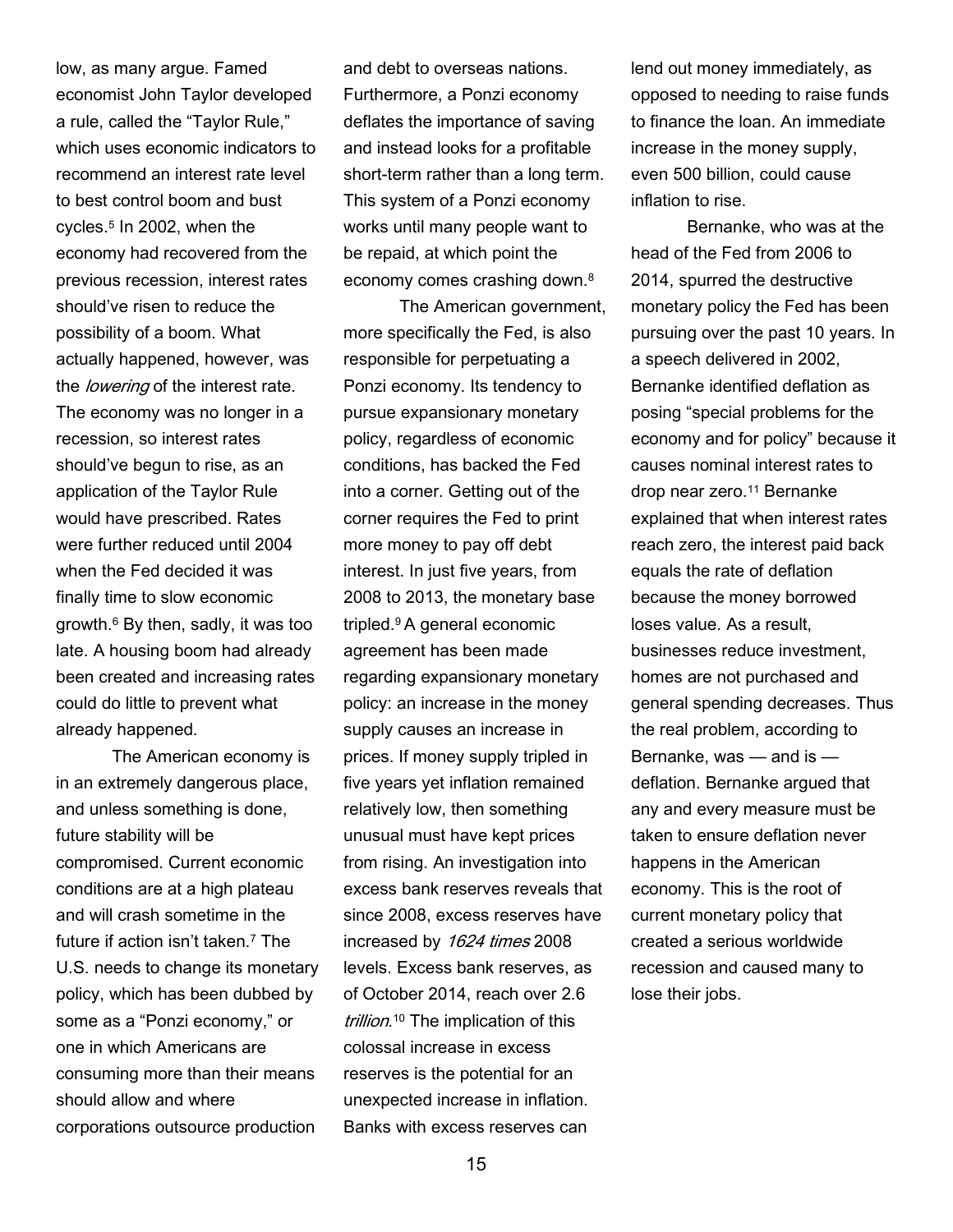low, as many argue. Famed economist John Taylor developed a rule, called the "Taylor Rule," which uses economic indicators to recommend an interest rate level to best control boom and bust cycles.[5] In 2002, when the economy had recovered from the previous recession, interest rates should've risen to reduce the possibility of a boom. What actually happened, however, was the *lowering* of the interest rate. The economy was no longer in a recession, so interest rates should've begun to rise, as an application of the Taylor Rule would have prescribed. Rates were further reduced until 2004 when the Fed decided it was finally time to slow economic growth.[6] By then, sadly, it was too late. A housing boom had already been created and increasing rates could do little to prevent what already happened.

The American economy is in an extremely dangerous place, and unless something is done, future stability will be compromised. Current economic conditions are at a high plateau and will crash sometime in the future if action isn't taken.[7] The U.S. needs to change its monetary policy, which has been dubbed by some as a "Ponzi economy," or one in which Americans are consuming more than their means should allow and where corporations outsource production and debt to overseas nations. Furthermore, a Ponzi economy deflates the importance of saving and instead looks for a profitable short-term rather than a long term. This system of a Ponzi economy works until many people want to be repaid, at which point the economy comes crashing down.[8]

The American government, more specifically the Fed, is also responsible for perpetuating a Ponzi economy. Its tendency to pursue expansionary monetary policy, regardless of economic conditions, has backed the Fed into a corner. Getting out of the corner requires the Fed to print more money to pay off debt interest. In just five years, from 2008 to 2013, the monetary base tripled.[9] A general economic agreement has been made regarding expansionary monetary policy: an increase in the money supply causes an increase in prices. If money supply tripled in five years yet inflation remained relatively low, then something unusual must have kept prices from rising. An investigation into excess bank reserves reveals that since 2008, excess reserves have increased by *1624 times* 2008 levels. Excess bank reserves, as of October 2014, reach over 2.6 *trillion*.[10] The implication of this colossal increase in excess reserves is the potential for an unexpected increase in inflation. Banks with excess reserves can lend out money immediately, as opposed to needing to raise funds to finance the loan. An immediate increase in the money supply, even 500 billion, could cause inflation to rise.

Bernanke, who was at the head of the Fed from 2006 to 2014, spurred the destructive monetary policy the Fed has been pursuing over the past 10 years. In a speech delivered in 2002, Bernanke identified deflation as posing "special problems for the economy and for policy" because it causes nominal interest rates to drop near zero.[11] Bernanke explained that when interest rates reach zero, the interest paid back equals the rate of deflation because the money borrowed loses value. As a result, businesses reduce investment, homes are not purchased and general spending decreases. Thus the real problem, according to Bernanke, was — and is — deflation. Bernanke argued that any and every measure must be taken to ensure deflation never happens in the American economy. This is the root of current monetary policy that created a serious worldwide recession and caused many to lose their jobs.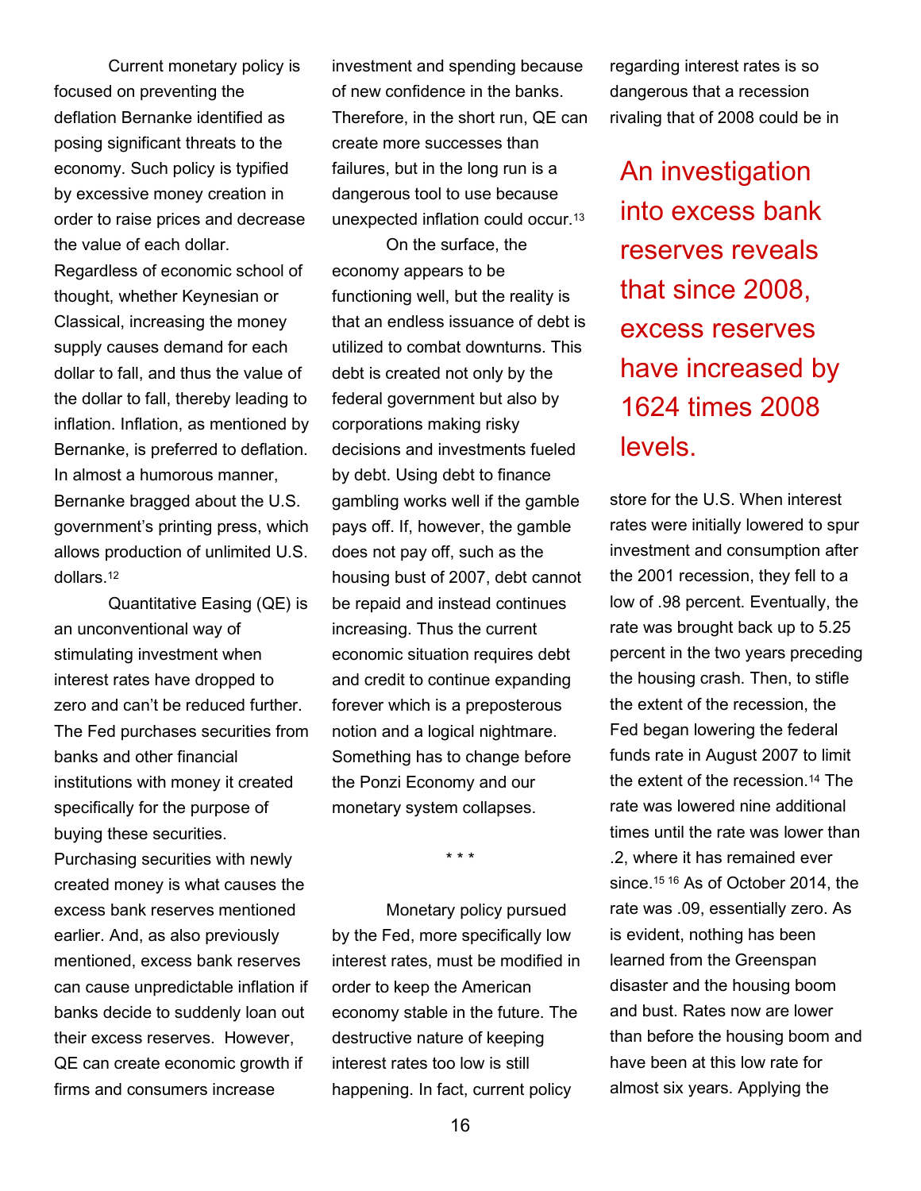Current monetary policy is focused on preventing the deflation Bernanke identified as posing significant threats to the economy. Such policy is typified by excessive money creation in order to raise prices and decrease the value of each dollar. Regardless of economic school of thought, whether Keynesian or Classical, increasing the money supply causes demand for each dollar to fall, and thus the value of the dollar to fall, thereby leading to inflation. Inflation, as mentioned by Bernanke, is preferred to deflation. In almost a humorous manner, Bernanke bragged about the U.S. government's printing press, which allows production of unlimited U.S. dollars.[12]

Quantitative Easing (QE) is an unconventional way of stimulating investment when interest rates have dropped to zero and can't be reduced further. The Fed purchases securities from banks and other financial institutions with money it created specifically for the purpose of buying these securities. Purchasing securities with newly created money is what causes the excess bank reserves mentioned earlier. And, as also previously mentioned, excess bank reserves can cause unpredictable inflation if banks decide to suddenly loan out their excess reserves. However, QE can create economic growth if firms and consumers increase investment and spending because of new confidence in the banks. Therefore, in the short run, QE can create more successes than failures, but in the long run is a dangerous tool to use because unexpected inflation could occur.[13]

On the surface, the economy appears to be functioning well, but the reality is that an endless issuance of debt is utilized to combat downturns. This debt is created not only by the federal government but also by corporations making risky decisions and investments fueled by debt. Using debt to finance gambling works well if the gamble pays off. If, however, the gamble does not pay off, such as the housing bust of 2007, debt cannot be repaid and instead continues increasing. Thus the current economic situation requires debt and credit to continue expanding forever which is a preposterous notion and a logical nightmare. Something has to change before the Ponzi Economy and our monetary system collapses.

\* \* \*

Monetary policy pursued by the Fed, more specifically low interest rates, must be modified in order to keep the American economy stable in the future. The destructive nature of keeping interest rates too low is still happening. In fact, current policy regarding interest rates is so dangerous that a recession rivaling that of 2008 could be in store for the U.S. When interest rates were initially lowered to spur investment and consumption after the 2001 recession, they fell to a low of .98 percent. Eventually, the rate was brought back up to 5.25 percent in the two years preceding the housing crash. Then, to stifle the extent of the recession, the Fed began lowering the federal funds rate in August 2007 to limit the extent of the recession.[14] The rate was lowered nine additional times until the rate was lower than .2, where it has remained ever since.[15] [16] As of October 2014, the rate was .09, essentially zero. As is evident, nothing has been learned from the Greenspan disaster and the housing boom and bust. Rates now are lower than before the housing boom and have been at this low rate for almost six years. Applying the

> An investigation into excess bank reserves reveals that since 2008, excess reserves have increased by 1624 times 2008 levels.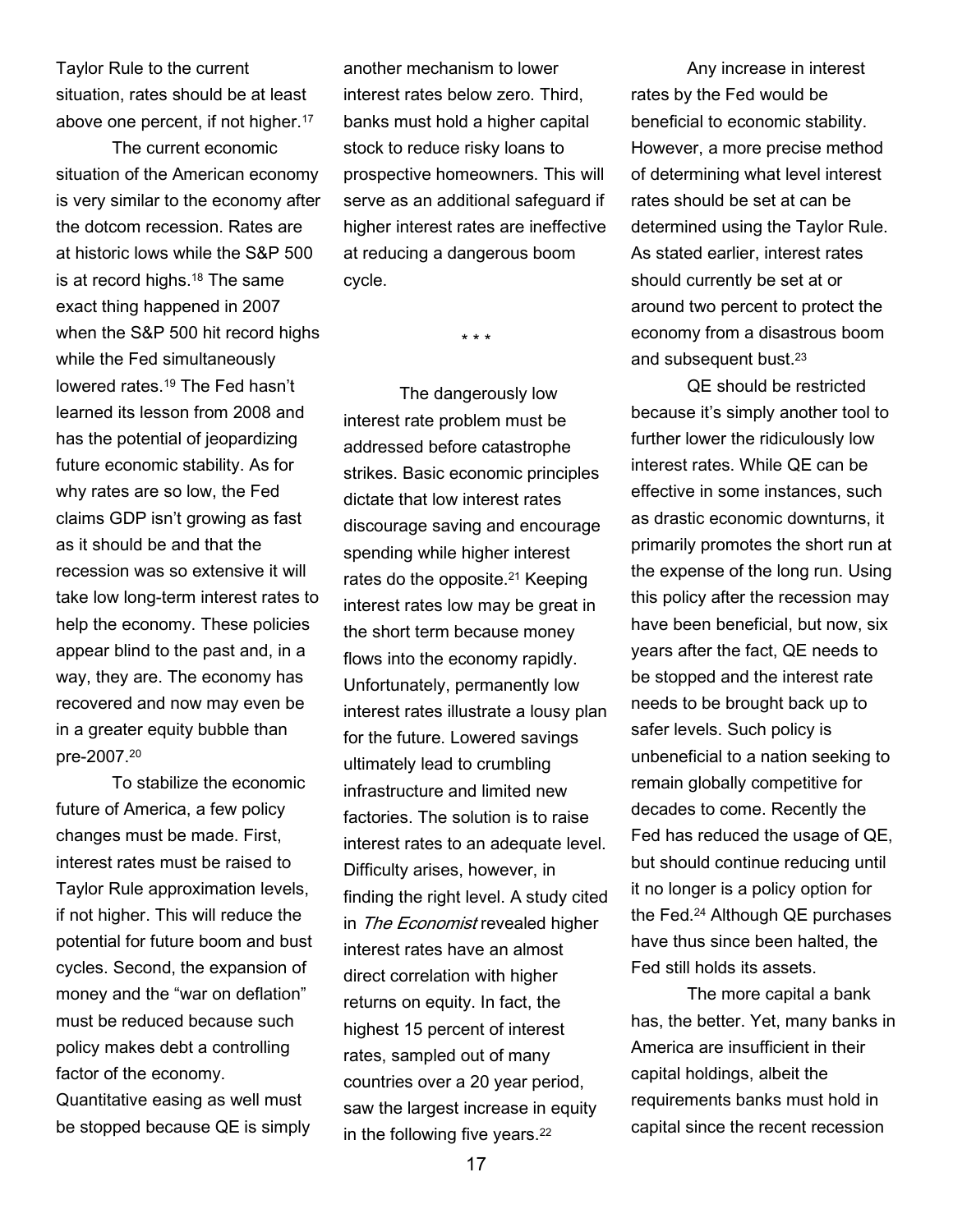Taylor Rule to the current situation, rates should be at least above one percent, if not higher.[17]

The current economic situation of the American economy is very similar to the economy after the dotcom recession. Rates are at historic lows while the S&P 500 is at record highs.[18] The same exact thing happened in 2007 when the S&P 500 hit record highs while the Fed simultaneously lowered rates.[19] The Fed hasn't learned its lesson from 2008 and has the potential of jeopardizing future economic stability. As for why rates are so low, the Fed claims GDP isn't growing as fast as it should be and that the recession was so extensive it will take low long-term interest rates to help the economy. These policies appear blind to the past and, in a way, they are. The economy has recovered and now may even be in a greater equity bubble than pre-2007.[20]

To stabilize the economic future of America, a few policy changes must be made. First, interest rates must be raised to Taylor Rule approximation levels, if not higher. This will reduce the potential for future boom and bust cycles. Second, the expansion of money and the "war on deflation" must be reduced because such policy makes debt a controlling factor of the economy. Quantitative easing as well must be stopped because QE is simply another mechanism to lower interest rates below zero. Third, banks must hold a higher capital stock to reduce risky loans to prospective homeowners. This will serve as an additional safeguard if higher interest rates are ineffective at reducing a dangerous boom cycle.

\* \* \*

The dangerously low interest rate problem must be addressed before catastrophe strikes. Basic economic principles dictate that low interest rates discourage saving and encourage spending while higher interest rates do the opposite.[21] Keeping interest rates low may be great in the short term because money flows into the economy rapidly. Unfortunately, permanently low interest rates illustrate a lousy plan for the future. Lowered savings ultimately lead to crumbling infrastructure and limited new factories. The solution is to raise interest rates to an adequate level. Difficulty arises, however, in finding the right level. A study cited in *The Economist* revealed higher interest rates have an almost direct correlation with higher returns on equity. In fact, the highest 15 percent of interest rates, sampled out of many countries over a 20 year period, saw the largest increase in equity in the following five years.[22]

Any increase in interest rates by the Fed would be beneficial to economic stability. However, a more precise method of determining what level interest rates should be set at can be determined using the Taylor Rule. As stated earlier, interest rates should currently be set at or around two percent to protect the economy from a disastrous boom and subsequent bust.[23]

QE should be restricted because it's simply another tool to further lower the ridiculously low interest rates. While QE can be effective in some instances, such as drastic economic downturns, it primarily promotes the short run at the expense of the long run. Using this policy after the recession may have been beneficial, but now, six years after the fact, QE needs to be stopped and the interest rate needs to be brought back up to safer levels. Such policy is unbeneficial to a nation seeking to remain globally competitive for decades to come. Recently the Fed has reduced the usage of QE, but should continue reducing until it no longer is a policy option for the Fed.[24] Although QE purchases have thus since been halted, the Fed still holds its assets.

The more capital a bank has, the better. Yet, many banks in America are insufficient in their capital holdings, albeit the requirements banks must hold in capital since the recent recession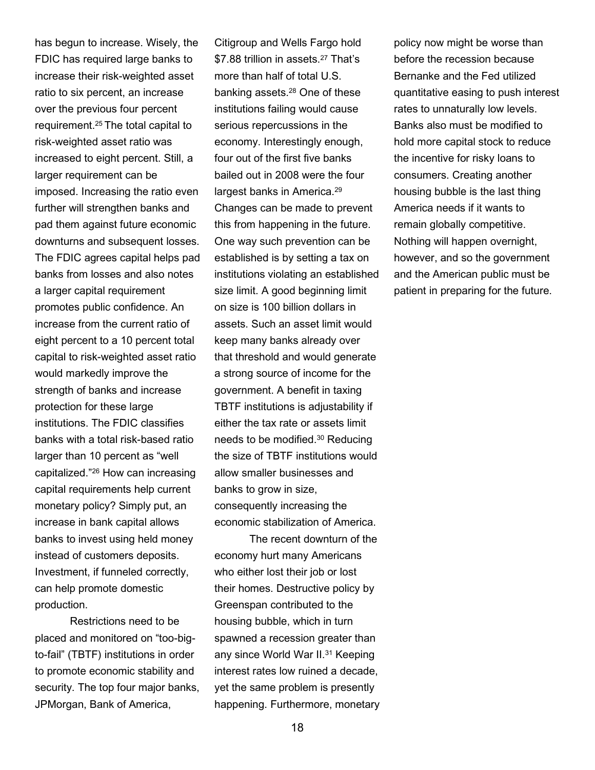has begun to increase. Wisely, the FDIC has required large banks to increase their risk-weighted asset ratio to six percent, an increase over the previous four percent requirement.[25] The total capital to risk-weighted asset ratio was increased to eight percent. Still, a larger requirement can be imposed. Increasing the ratio even further will strengthen banks and pad them against future economic downturns and subsequent losses. The FDIC agrees capital helps pad banks from losses and also notes a larger capital requirement promotes public confidence. An increase from the current ratio of eight percent to a 10 percent total capital to risk-weighted asset ratio would markedly improve the strength of banks and increase protection for these large institutions. The FDIC classifies banks with a total risk-based ratio larger than 10 percent as "well capitalized."[26] How can increasing capital requirements help current monetary policy? Simply put, an increase in bank capital allows banks to invest using held money instead of customers deposits. Investment, if funneled correctly, can help promote domestic production.

Restrictions need to be placed and monitored on "too-big-to-fail" (TBTF) institutions in order to promote economic stability and security. The top four major banks, JPMorgan, Bank of America, Citigroup and Wells Fargo hold $7.88 trillion in assets.[27] That's more than half of total U.S. banking assets.[28] One of these institutions failing would cause serious repercussions in the economy. Interestingly enough, four out of the first five banks bailed out in 2008 were the four largest banks in America.[29] Changes can be made to prevent this from happening in the future. One way such prevention can be established is by setting a tax on institutions violating an established size limit. A good beginning limit on size is 100 billion dollars in assets. Such an asset limit would keep many banks already over that threshold and would generate a strong source of income for the government. A benefit in taxing TBTF institutions is adjustability if either the tax rate or assets limit needs to be modified.[30] Reducing the size of TBTF institutions would allow smaller businesses and banks to grow in size, consequently increasing the economic stabilization of America.

The recent downturn of the economy hurt many Americans who either lost their job or lost their homes. Destructive policy by Greenspan contributed to the housing bubble, which in turn spawned a recession greater than any since World War II.[31] Keeping interest rates low ruined a decade, yet the same problem is presently happening. Furthermore, monetary policy now might be worse than before the recession because Bernanke and the Fed utilized quantitative easing to push interest rates to unnaturally low levels. Banks also must be modified to hold more capital stock to reduce the incentive for risky loans to consumers. Creating another housing bubble is the last thing America needs if it wants to remain globally competitive. Nothing will happen overnight, however, and so the government and the American public must be patient in preparing for the future.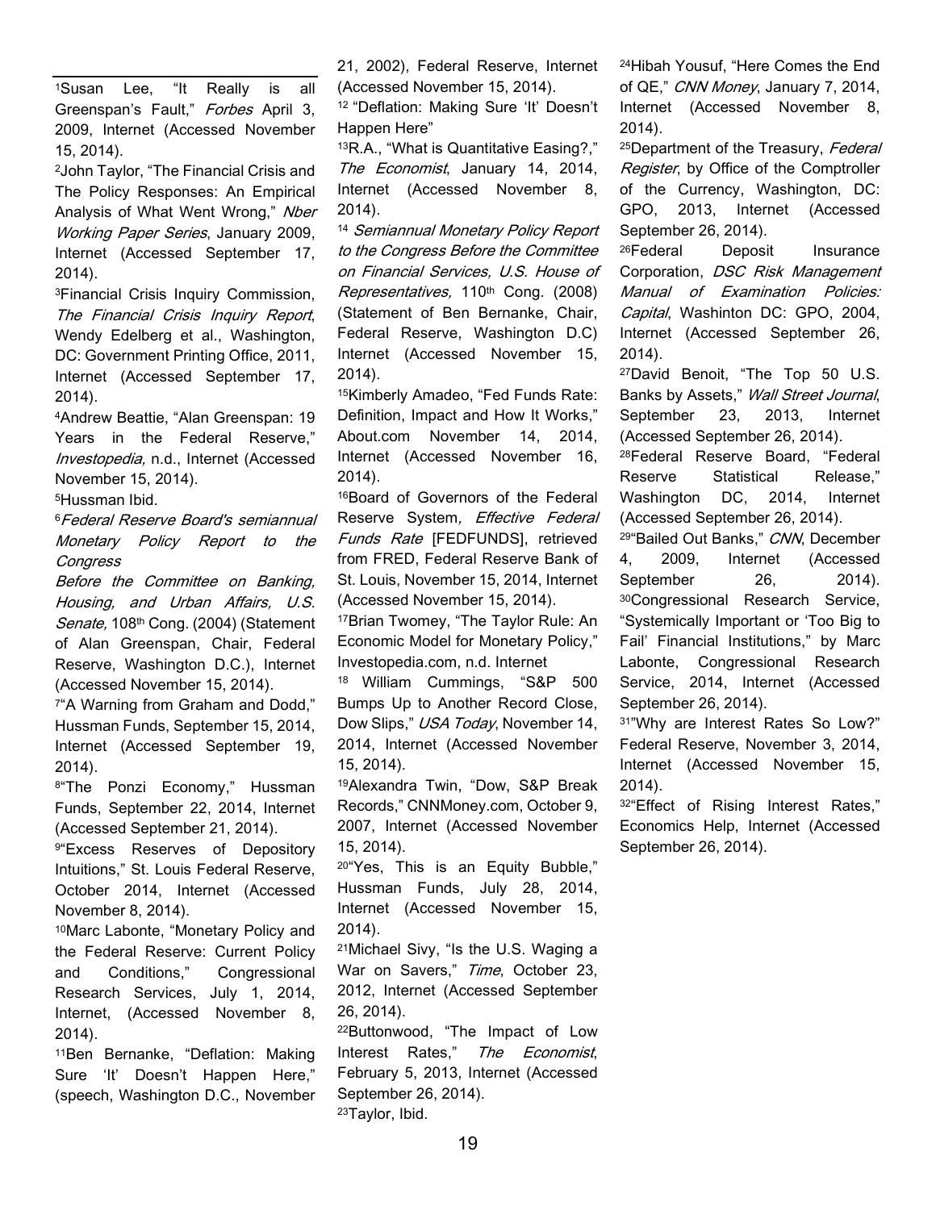[1]Susan Lee, "It Really is all Greenspan's Fault," *Forbes* April 3, 2009, Internet (Accessed November 15, 2014).

[2]John Taylor, "The Financial Crisis and The Policy Responses: An Empirical Analysis of What Went Wrong," *Nber Working Paper Series*, January 2009, Internet (Accessed September 17, 2014).

[3]Financial Crisis Inquiry Commission, *The Financial Crisis Inquiry Report*, Wendy Edelberg et al., Washington, DC: Government Printing Office, 2011, Internet (Accessed September 17, 2014).

[4]Andrew Beattie, "Alan Greenspan: 19 Years in the Federal Reserve," *Investopedia,* n.d., Internet (Accessed November 15, 2014).

[5]Hussman Ibid.

[6]*Federal Reserve Board's semiannual Monetary Policy Report to the Congress Before the Committee on Banking, Housing, and Urban Affairs, U.S. Senate,* 108th Cong. (2004) (Statement of Alan Greenspan, Chair, Federal Reserve, Washington D.C.), Internet (Accessed November 15, 2014).

[7]"A Warning from Graham and Dodd," Hussman Funds, September 15, 2014, Internet (Accessed September 19, 2014).

[8]"The Ponzi Economy," Hussman Funds, September 22, 2014, Internet (Accessed September 21, 2014).

[9]"Excess Reserves of Depository Intuitions," St. Louis Federal Reserve, October 2014, Internet (Accessed November 8, 2014).

[10]Marc Labonte, "Monetary Policy and the Federal Reserve: Current Policy and Conditions," Congressional Research Services, July 1, 2014, Internet, (Accessed November 8, 2014).

[11]Ben Bernanke, "Deflation: Making Sure 'It' Doesn't Happen Here," (speech, Washington D.C., November 21, 2002), Federal Reserve, Internet (Accessed November 15, 2014).

[12] "Deflation: Making Sure 'It' Doesn't Happen Here"

[13]R.A., "What is Quantitative Easing?," *The Economist*, January 14, 2014, Internet (Accessed November 8, 2014).

[14] *Semiannual Monetary Policy Report to the Congress Before the Committee on Financial Services, U.S. House of Representatives,* 110th Cong. (2008) (Statement of Ben Bernanke, Chair, Federal Reserve, Washington D.C) Internet (Accessed November 15, 2014).

[15]Kimberly Amadeo, "Fed Funds Rate: Definition, Impact and How It Works," About.com November 14, 2014, Internet (Accessed November 16, 2014).

[16]Board of Governors of the Federal Reserve System, *Effective Federal Funds Rate* [FEDFUNDS], retrieved from FRED, Federal Reserve Bank of St. Louis, November 15, 2014, Internet (Accessed November 15, 2014).

[17]Brian Twomey, "The Taylor Rule: An Economic Model for Monetary Policy," Investopedia.com, n.d. Internet

[18] William Cummings, "S&P 500 Bumps Up to Another Record Close, Dow Slips," *USA Today*, November 14, 2014, Internet (Accessed November 15, 2014).

[19]Alexandra Twin, "Dow, S&P Break Records," CNNMoney.com, October 9, 2007, Internet (Accessed November 15, 2014).

[20]"Yes, This is an Equity Bubble," Hussman Funds, July 28, 2014, Internet (Accessed November 15, 2014).

[21]Michael Sivy, "Is the U.S. Waging a War on Savers," *Time*, October 23, 2012, Internet (Accessed September 26, 2014).

[22]Buttonwood, "The Impact of Low Interest Rates," *The Economist*, February 5, 2013, Internet (Accessed September 26, 2014).

[23]Taylor, Ibid.

[24]Hibah Yousuf, "Here Comes the End of QE," *CNN Money*, January 7, 2014, Internet (Accessed November 8, 2014).

[25]Department of the Treasury, *Federal Register*, by Office of the Comptroller of the Currency, Washington, DC: GPO, 2013, Internet (Accessed September 26, 2014).

[26]Federal Deposit Insurance Corporation, *DSC Risk Management Manual of Examination Policies: Capital*, Washinton DC: GPO, 2004, Internet (Accessed September 26, 2014).

[27]David Benoit, "The Top 50 U.S. Banks by Assets," *Wall Street Journal*, September 23, 2013, Internet (Accessed September 26, 2014).

[28]Federal Reserve Board, "Federal Reserve Statistical Release," Washington DC, 2014, Internet (Accessed September 26, 2014).

[29]"Bailed Out Banks," *CNN*, December 4, 2009, Internet (Accessed September 26, 2014).

[30]Congressional Research Service, "Systemically Important or 'Too Big to Fail' Financial Institutions," by Marc Labonte, Congressional Research Service, 2014, Internet (Accessed September 26, 2014).

[31]"Why are Interest Rates So Low?" Federal Reserve, November 3, 2014, Internet (Accessed November 15, 2014).

[32]"Effect of Rising Interest Rates," Economics Help, Internet (Accessed September 26, 2014).